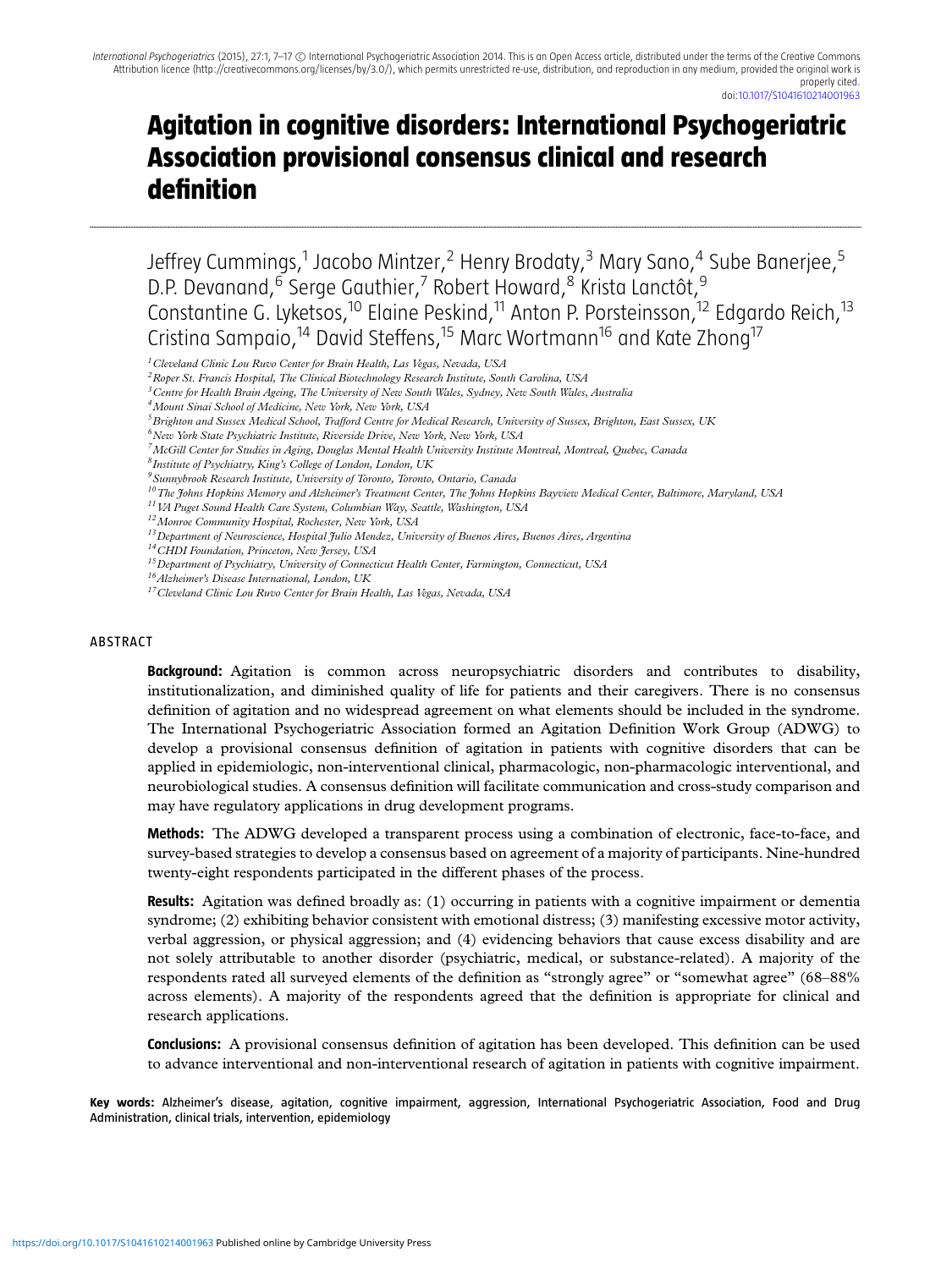# Agitation in cognitive disorders: International Psychogeriatric Association provisional consensus clinical and research definition

Jeffrey Cummings,[1] Jacobo Mintzer,[2] Henry Brodaty,[3] Mary Sano,[4] Sube Banerjee,[5] D.P. Devanand,[6] Serge Gauthier,[7] Robert Howard,[8] Krista Lanctôt,[9] Constantine G. Lyketsos,[10] Elaine Peskind,[11] Anton P. Porsteinsson,[12] Edgardo Reich,[13] Cristina Sampaio,[14] David Steffens,[15] Marc Wortmann[16] and Kate Zhong[17]

[1] *Cleveland Clinic Lou Ruvo Center for Brain Health, Las Vegas, Nevada, USA*
[2] *Roper St. Francis Hospital, The Clinical Biotechnology Research Institute, South Carolina, USA*
[3] *Centre for Health Brain Ageing, The University of New South Wales, Sydney, New South Wales, Australia*
[4] *Mount Sinai School of Medicine, New York, New York, USA*
[5] *Brighton and Sussex Medical School, Trafford Centre for Medical Research, University of Sussex, Brighton, East Sussex, UK*
[6] *New York State Psychiatric Institute, Riverside Drive, New York, New York, USA*
[7] *McGill Center for Studies in Aging, Douglas Mental Health University Institute Montreal, Montreal, Quebec, Canada*
[8] *Institute of Psychiatry, King's College of London, London, UK*
[9] *Sunnybrook Research Institute, University of Toronto, Toronto, Ontario, Canada*
[10] *The Johns Hopkins Memory and Alzheimer's Treatment Center, The Johns Hopkins Bayview Medical Center, Baltimore, Maryland, USA*
[11] *VA Puget Sound Health Care System, Columbian Way, Seattle, Washington, USA*
[12] *Monroe Community Hospital, Rochester, New York, USA*
[13] *Department of Neuroscience, Hospital Julio Mendez, University of Buenos Aires, Buenos Aires, Argentina*
[14] *CHDI Foundation, Princeton, New Jersey, USA*
[15] *Department of Psychiatry, University of Connecticut Health Center, Farmington, Connecticut, USA*
[16] *Alzheimer's Disease International, London, UK*
[17] *Cleveland Clinic Lou Ruvo Center for Brain Health, Las Vegas, Nevada, USA*

## ABSTRACT

**Background:** Agitation is common across neuropsychiatric disorders and contributes to disability, institutionalization, and diminished quality of life for patients and their caregivers. There is no consensus definition of agitation and no widespread agreement on what elements should be included in the syndrome. The International Psychogeriatric Association formed an Agitation Definition Work Group (ADWG) to develop a provisional consensus definition of agitation in patients with cognitive disorders that can be applied in epidemiologic, non-interventional clinical, pharmacologic, non-pharmacologic interventional, and neurobiological studies. A consensus definition will facilitate communication and cross-study comparison and may have regulatory applications in drug development programs.

**Methods:** The ADWG developed a transparent process using a combination of electronic, face-to-face, and survey-based strategies to develop a consensus based on agreement of a majority of participants. Nine-hundred twenty-eight respondents participated in the different phases of the process.

**Results:** Agitation was defined broadly as: (1) occurring in patients with a cognitive impairment or dementia syndrome; (2) exhibiting behavior consistent with emotional distress; (3) manifesting excessive motor activity, verbal aggression, or physical aggression; and (4) evidencing behaviors that cause excess disability and are not solely attributable to another disorder (psychiatric, medical, or substance-related). A majority of the respondents rated all surveyed elements of the definition as "strongly agree" or "somewhat agree" (68–88% across elements). A majority of the respondents agreed that the definition is appropriate for clinical and research applications.

**Conclusions:** A provisional consensus definition of agitation has been developed. This definition can be used to advance interventional and non-interventional research of agitation in patients with cognitive impairment.

**Key words:** Alzheimer's disease, agitation, cognitive impairment, aggression, International Psychogeriatric Association, Food and Drug Administration, clinical trials, intervention, epidemiology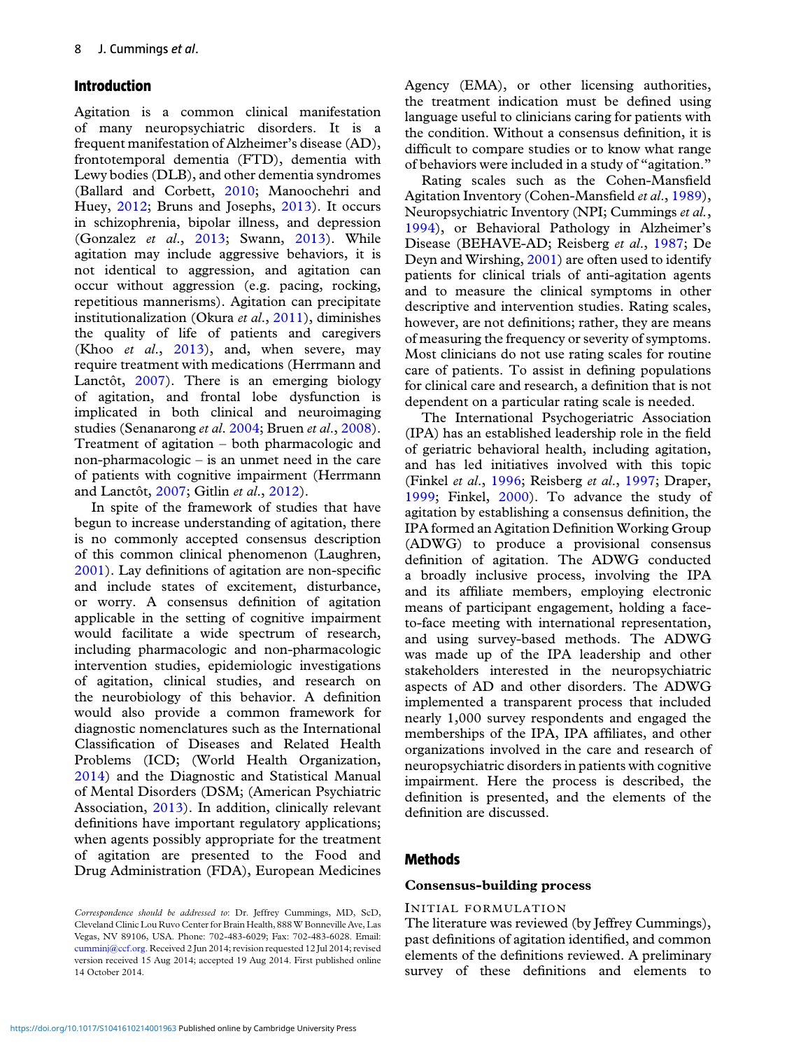## Introduction

Agitation is a common clinical manifestation of many neuropsychiatric disorders. It is a frequent manifestation of Alzheimer's disease (AD), frontotemporal dementia (FTD), dementia with Lewy bodies (DLB), and other dementia syndromes (Ballard and Corbett, 2010; Manoochehri and Huey, 2012; Bruns and Josephs, 2013). It occurs in schizophrenia, bipolar illness, and depression (Gonzalez *et al.*, 2013; Swann, 2013). While agitation may include aggressive behaviors, it is not identical to aggression, and agitation can occur without aggression (e.g. pacing, rocking, repetitious mannerisms). Agitation can precipitate institutionalization (Okura *et al.*, 2011), diminishes the quality of life of patients and caregivers (Khoo *et al.*, 2013), and, when severe, may require treatment with medications (Herrmann and Lanctôt, 2007). There is an emerging biology of agitation, and frontal lobe dysfunction is implicated in both clinical and neuroimaging studies (Senanarong *et al.* 2004; Bruen *et al.*, 2008). Treatment of agitation – both pharmacologic and non-pharmacologic – is an unmet need in the care of patients with cognitive impairment (Herrmann and Lanctôt, 2007; Gitlin *et al.*, 2012).

In spite of the framework of studies that have begun to increase understanding of agitation, there is no commonly accepted consensus description of this common clinical phenomenon (Laughren, 2001). Lay definitions of agitation are non-specific and include states of excitement, disturbance, or worry. A consensus definition of agitation applicable in the setting of cognitive impairment would facilitate a wide spectrum of research, including pharmacologic and non-pharmacologic intervention studies, epidemiologic investigations of agitation, clinical studies, and research on the neurobiology of this behavior. A definition would also provide a common framework for diagnostic nomenclatures such as the International Classification of Diseases and Related Health Problems (ICD; (World Health Organization, 2014) and the Diagnostic and Statistical Manual of Mental Disorders (DSM; (American Psychiatric Association, 2013). In addition, clinically relevant definitions have important regulatory applications; when agents possibly appropriate for the treatment of agitation are presented to the Food and Drug Administration (FDA), European Medicines Agency (EMA), or other licensing authorities, the treatment indication must be defined using language useful to clinicians caring for patients with the condition. Without a consensus definition, it is difficult to compare studies or to know what range of behaviors were included in a study of "agitation."

Rating scales such as the Cohen-Mansfield Agitation Inventory (Cohen-Mansfield *et al.*, 1989), Neuropsychiatric Inventory (NPI; Cummings *et al.*, 1994), or Behavioral Pathology in Alzheimer's Disease (BEHAVE-AD; Reisberg *et al.*, 1987; De Deyn and Wirshing, 2001) are often used to identify patients for clinical trials of anti-agitation agents and to measure the clinical symptoms in other descriptive and intervention studies. Rating scales, however, are not definitions; rather, they are means of measuring the frequency or severity of symptoms. Most clinicians do not use rating scales for routine care of patients. To assist in defining populations for clinical care and research, a definition that is not dependent on a particular rating scale is needed.

The International Psychogeriatric Association (IPA) has an established leadership role in the field of geriatric behavioral health, including agitation, and has led initiatives involved with this topic (Finkel *et al.*, 1996; Reisberg *et al.*, 1997; Draper, 1999; Finkel, 2000). To advance the study of agitation by establishing a consensus definition, the IPA formed an Agitation Definition Working Group (ADWG) to produce a provisional consensus definition of agitation. The ADWG conducted a broadly inclusive process, involving the IPA and its affiliate members, employing electronic means of participant engagement, holding a face-to-face meeting with international representation, and using survey-based methods. The ADWG was made up of the IPA leadership and other stakeholders interested in the neuropsychiatric aspects of AD and other disorders. The ADWG implemented a transparent process that included nearly 1,000 survey respondents and engaged the memberships of the IPA, IPA affiliates, and other organizations involved in the care and research of neuropsychiatric disorders in patients with cognitive impairment. Here the process is described, the definition is presented, and the elements of the definition are discussed.

## Methods

### Consensus-building process

#### Initial formulation

The literature was reviewed (by Jeffrey Cummings), past definitions of agitation identified, and common elements of the definitions reviewed. A preliminary survey of these definitions and elements to

*Correspondence should be addressed to*: Dr. Jeffrey Cummings, MD, ScD, Cleveland Clinic Lou Ruvo Center for Brain Health, 888 W Bonneville Ave, Las Vegas, NV 89106, USA. Phone: 702-483-6029; Fax: 702-483-6028. Email: cumminj@ccf.org. Received 2 Jun 2014; revision requested 12 Jul 2014; revised version received 15 Aug 2014; accepted 19 Aug 2014. First published online 14 October 2014.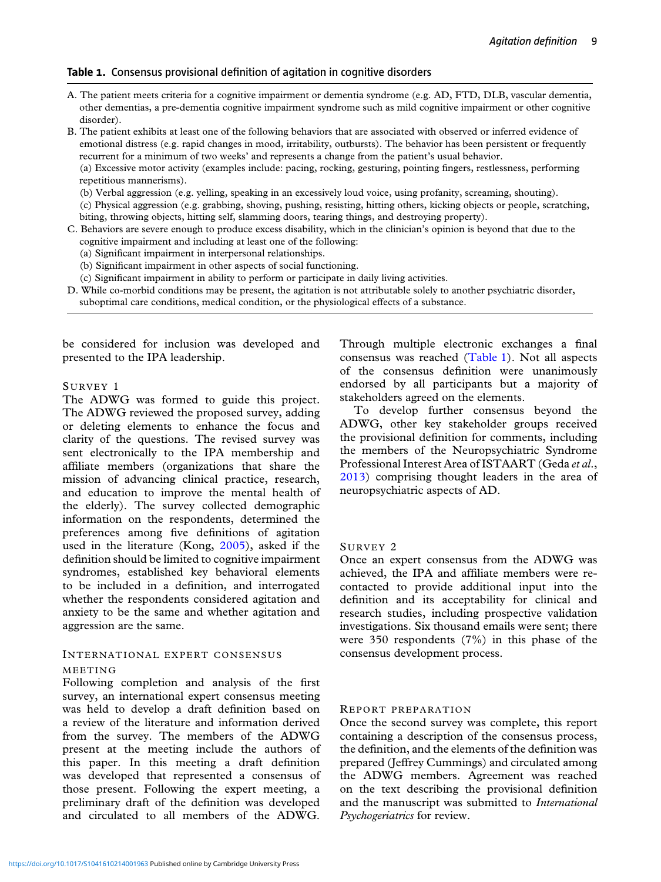**Table 1.** Consensus provisional definition of agitation in cognitive disorders

A. The patient meets criteria for a cognitive impairment or dementia syndrome (e.g. AD, FTD, DLB, vascular dementia, other dementias, a pre-dementia cognitive impairment syndrome such as mild cognitive impairment or other cognitive disorder).

B. The patient exhibits at least one of the following behaviors that are associated with observed or inferred evidence of emotional distress (e.g. rapid changes in mood, irritability, outbursts). The behavior has been persistent or frequently recurrent for a minimum of two weeks' and represents a change from the patient's usual behavior.

(a) Excessive motor activity (examples include: pacing, rocking, gesturing, pointing fingers, restlessness, performing repetitious mannerisms).

(b) Verbal aggression (e.g. yelling, speaking in an excessively loud voice, using profanity, screaming, shouting).

(c) Physical aggression (e.g. grabbing, shoving, pushing, resisting, hitting others, kicking objects or people, scratching, biting, throwing objects, hitting self, slamming doors, tearing things, and destroying property).

C. Behaviors are severe enough to produce excess disability, which in the clinician's opinion is beyond that due to the cognitive impairment and including at least one of the following:

(a) Significant impairment in interpersonal relationships.

(b) Significant impairment in other aspects of social functioning.

(c) Significant impairment in ability to perform or participate in daily living activities.

D. While co-morbid conditions may be present, the agitation is not attributable solely to another psychiatric disorder, suboptimal care conditions, medical condition, or the physiological effects of a substance.

be considered for inclusion was developed and presented to the IPA leadership.

### Survey 1

The ADWG was formed to guide this project. The ADWG reviewed the proposed survey, adding or deleting elements to enhance the focus and clarity of the questions. The revised survey was sent electronically to the IPA membership and affiliate members (organizations that share the mission of advancing clinical practice, research, and education to improve the mental health of the elderly). The survey collected demographic information on the respondents, determined the preferences among five definitions of agitation used in the literature (Kong, 2005), asked if the definition should be limited to cognitive impairment syndromes, established key behavioral elements to be included in a definition, and interrogated whether the respondents considered agitation and anxiety to be the same and whether agitation and aggression are the same.

### International expert consensus meeting

Following completion and analysis of the first survey, an international expert consensus meeting was held to develop a draft definition based on a review of the literature and information derived from the survey. The members of the ADWG present at the meeting include the authors of this paper. In this meeting a draft definition was developed that represented a consensus of those present. Following the expert meeting, a preliminary draft of the definition was developed and circulated to all members of the ADWG. Through multiple electronic exchanges a final consensus was reached (Table 1). Not all aspects of the consensus definition were unanimously endorsed by all participants but a majority of stakeholders agreed on the elements.

To develop further consensus beyond the ADWG, other key stakeholder groups received the provisional definition for comments, including the members of the Neuropsychiatric Syndrome Professional Interest Area of ISTAART (Geda *et al.*, 2013) comprising thought leaders in the area of neuropsychiatric aspects of AD.

### Survey 2

Once an expert consensus from the ADWG was achieved, the IPA and affiliate members were re-contacted to provide additional input into the definition and its acceptability for clinical and research studies, including prospective validation investigations. Six thousand emails were sent; there were 350 respondents (7%) in this phase of the consensus development process.

### Report preparation

Once the second survey was complete, this report containing a description of the consensus process, the definition, and the elements of the definition was prepared (Jeffrey Cummings) and circulated among the ADWG members. Agreement was reached on the text describing the provisional definition and the manuscript was submitted to *International Psychogeriatrics* for review.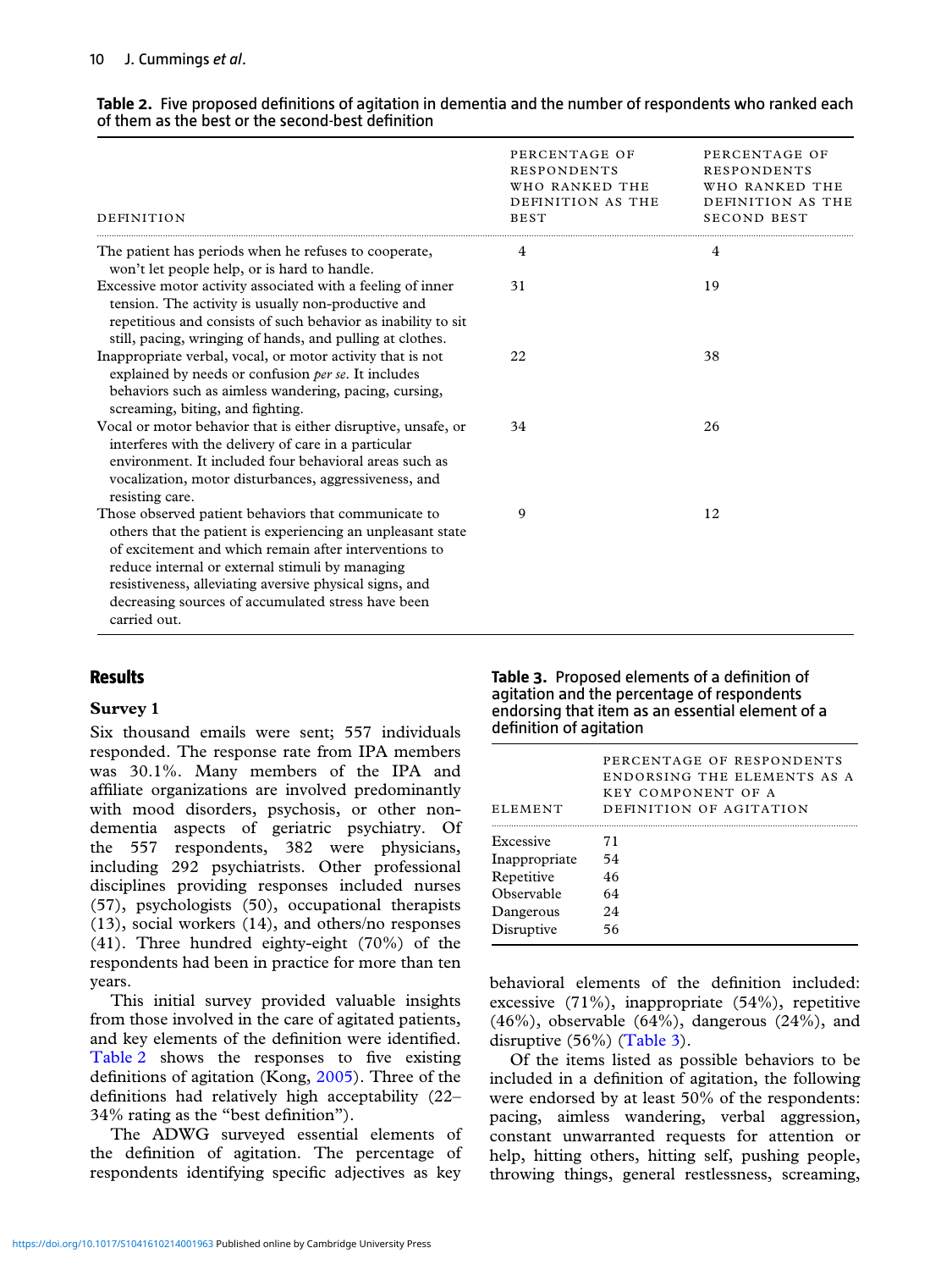**Table 2.** Five proposed definitions of agitation in dementia and the number of respondents who ranked each of them as the best or the second-best definition

| DEFINITION | PERCENTAGE OF RESPONDENTS WHO RANKED THE DEFINITION AS THE BEST | PERCENTAGE OF RESPONDENTS WHO RANKED THE DEFINITION AS THE SECOND BEST |
|---|---|---|
| The patient has periods when he refuses to cooperate, won't let people help, or is hard to handle. | 4 | 4 |
| Excessive motor activity associated with a feeling of inner tension. The activity is usually non-productive and repetitious and consists of such behavior as inability to sit still, pacing, wringing of hands, and pulling at clothes. | 31 | 19 |
| Inappropriate verbal, vocal, or motor activity that is not explained by needs or confusion *per se*. It includes behaviors such as aimless wandering, pacing, cursing, screaming, biting, and fighting. | 22 | 38 |
| Vocal or motor behavior that is either disruptive, unsafe, or interferes with the delivery of care in a particular environment. It included four behavioral areas such as vocalization, motor disturbances, aggressiveness, and resisting care. | 34 | 26 |
| Those observed patient behaviors that communicate to others that the patient is experiencing an unpleasant state of excitement and which remain after interventions to reduce internal or external stimuli by managing resistiveness, alleviating aversive physical signs, and decreasing sources of accumulated stress have been carried out. | 9 | 12 |

## Results

### Survey 1

Six thousand emails were sent; 557 individuals responded. The response rate from IPA members was 30.1%. Many members of the IPA and affiliate organizations are involved predominantly with mood disorders, psychosis, or other non-dementia aspects of geriatric psychiatry. Of the 557 respondents, 382 were physicians, including 292 psychiatrists. Other professional disciplines providing responses included nurses (57), psychologists (50), occupational therapists (13), social workers (14), and others/no responses (41). Three hundred eighty-eight (70%) of the respondents had been in practice for more than ten years.

This initial survey provided valuable insights from those involved in the care of agitated patients, and key elements of the definition were identified. Table 2 shows the responses to five existing definitions of agitation (Kong, 2005). Three of the definitions had relatively high acceptability (22–34% rating as the "best definition").

The ADWG surveyed essential elements of the definition of agitation. The percentage of respondents identifying specific adjectives as key behavioral elements of the definition included: excessive (71%), inappropriate (54%), repetitive (46%), observable (64%), dangerous (24%), and disruptive (56%) (Table 3).

**Table 3.** Proposed elements of a definition of agitation and the percentage of respondents endorsing that item as an essential element of a definition of agitation

| ELEMENT | PERCENTAGE OF RESPONDENTS ENDORSING THE ELEMENTS AS A KEY COMPONENT OF A DEFINITION OF AGITATION |
|---|---|
| Excessive | 71 |
| Inappropriate | 54 |
| Repetitive | 46 |
| Observable | 64 |
| Dangerous | 24 |
| Disruptive | 56 |

Of the items listed as possible behaviors to be included in a definition of agitation, the following were endorsed by at least 50% of the respondents: pacing, aimless wandering, verbal aggression, constant unwarranted requests for attention or help, hitting others, hitting self, pushing people, throwing things, general restlessness, screaming,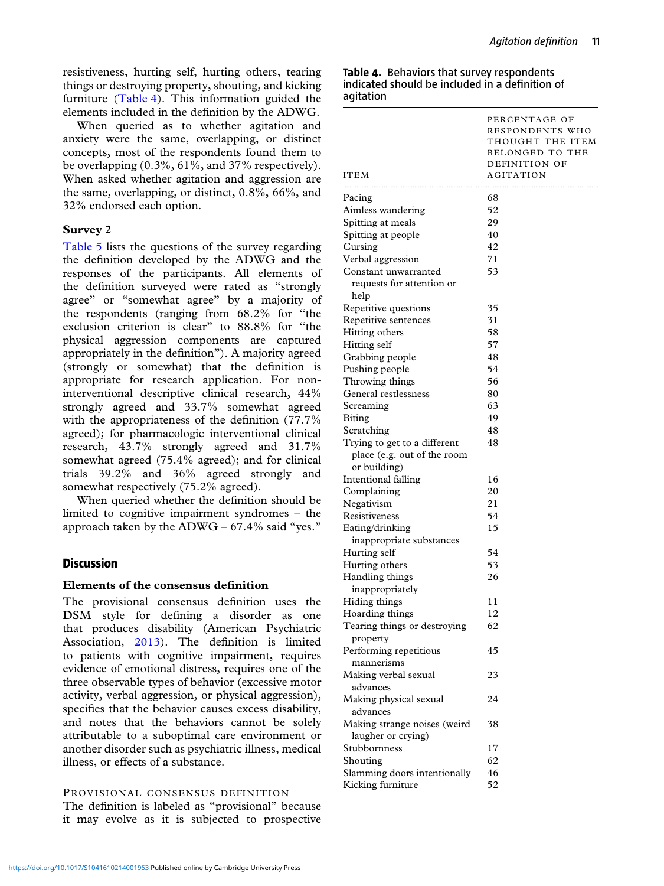resistiveness, hurting self, hurting others, tearing things or destroying property, shouting, and kicking furniture (Table 4). This information guided the elements included in the definition by the ADWG.

When queried as to whether agitation and anxiety were the same, overlapping, or distinct concepts, most of the respondents found them to be overlapping (0.3%, 61%, and 37% respectively). When asked whether agitation and aggression are the same, overlapping, or distinct, 0.8%, 66%, and 32% endorsed each option.

### Survey 2

Table 5 lists the questions of the survey regarding the definition developed by the ADWG and the responses of the participants. All elements of the definition surveyed were rated as "strongly agree" or "somewhat agree" by a majority of the respondents (ranging from 68.2% for "the exclusion criterion is clear" to 88.8% for "the physical aggression components are captured appropriately in the definition"). A majority agreed (strongly or somewhat) that the definition is appropriate for research application. For non-interventional descriptive clinical research, 44% strongly agreed and 33.7% somewhat agreed with the appropriateness of the definition (77.7% agreed); for pharmacologic interventional clinical research, 43.7% strongly agreed and 31.7% somewhat agreed (75.4% agreed); and for clinical trials 39.2% and 36% agreed strongly and somewhat respectively (75.2% agreed).

When queried whether the definition should be limited to cognitive impairment syndromes – the approach taken by the ADWG – 67.4% said "yes."

**Table 4.** Behaviors that survey respondents indicated should be included in a definition of agitation

| Item | Percentage of respondents who thought the item belonged to the definition of agitation |
|---|---|
| Pacing | 68 |
| Aimless wandering | 52 |
| Spitting at meals | 29 |
| Spitting at people | 40 |
| Cursing | 42 |
| Verbal aggression | 71 |
| Constant unwarranted requests for attention or help | 53 |
| Repetitive questions | 35 |
| Repetitive sentences | 31 |
| Hitting others | 58 |
| Hitting self | 57 |
| Grabbing people | 48 |
| Pushing people | 54 |
| Throwing things | 56 |
| General restlessness | 80 |
| Screaming | 63 |
| Biting | 49 |
| Scratching | 48 |
| Trying to get to a different place (e.g. out of the room or building) | 48 |
| Intentional falling | 16 |
| Complaining | 20 |
| Negativism | 21 |
| Resistiveness | 54 |
| Eating/drinking inappropriate substances | 15 |
| Hurting self | 54 |
| Hurting others | 53 |
| Handling things inappropriately | 26 |
| Hiding things | 11 |
| Hoarding things | 12 |
| Tearing things or destroying property | 62 |
| Performing repetitious mannerisms | 45 |
| Making verbal sexual advances | 23 |
| Making physical sexual advances | 24 |
| Making strange noises (weird laugher or crying) | 38 |
| Stubbornness | 17 |
| Shouting | 62 |
| Slamming doors intentionally | 46 |
| Kicking furniture | 52 |

## Discussion

### Elements of the consensus definition

The provisional consensus definition uses the DSM style for defining a disorder as one that produces disability (American Psychiatric Association, 2013). The definition is limited to patients with cognitive impairment, requires evidence of emotional distress, requires one of the three observable types of behavior (excessive motor activity, verbal aggression, or physical aggression), specifies that the behavior causes excess disability, and notes that the behaviors cannot be solely attributable to a suboptimal care environment or another disorder such as psychiatric illness, medical illness, or effects of a substance.

#### Provisional consensus definition

The definition is labeled as "provisional" because it may evolve as it is subjected to prospective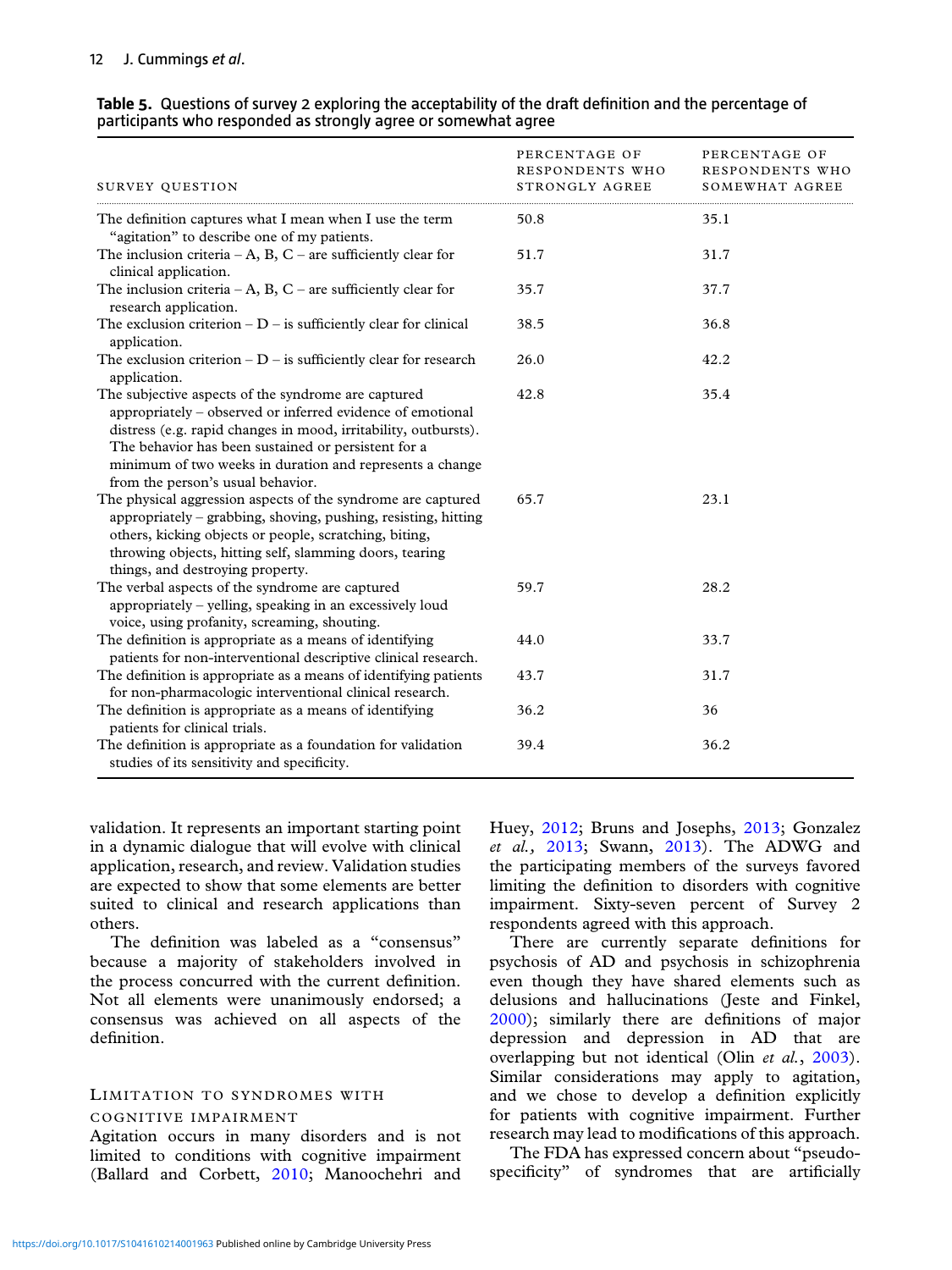**Table 5.** Questions of survey 2 exploring the acceptability of the draft definition and the percentage of participants who responded as strongly agree or somewhat agree

| Survey question | Percentage of respondents who strongly agree | Percentage of respondents who somewhat agree |
|---|---|---|
| The definition captures what I mean when I use the term "agitation" to describe one of my patients. | 50.8 | 35.1 |
| The inclusion criteria – A, B, C – are sufficiently clear for clinical application. | 51.7 | 31.7 |
| The inclusion criteria – A, B, C – are sufficiently clear for research application. | 35.7 | 37.7 |
| The exclusion criterion – D – is sufficiently clear for clinical application. | 38.5 | 36.8 |
| The exclusion criterion – D – is sufficiently clear for research application. | 26.0 | 42.2 |
| The subjective aspects of the syndrome are captured appropriately – observed or inferred evidence of emotional distress (e.g. rapid changes in mood, irritability, outbursts). The behavior has been sustained or persistent for a minimum of two weeks in duration and represents a change from the person's usual behavior. | 42.8 | 35.4 |
| The physical aggression aspects of the syndrome are captured appropriately – grabbing, shoving, pushing, resisting, hitting others, kicking objects or people, scratching, biting, throwing objects, hitting self, slamming doors, tearing things, and destroying property. | 65.7 | 23.1 |
| The verbal aspects of the syndrome are captured appropriately – yelling, speaking in an excessively loud voice, using profanity, screaming, shouting. | 59.7 | 28.2 |
| The definition is appropriate as a means of identifying patients for non-interventional descriptive clinical research. | 44.0 | 33.7 |
| The definition is appropriate as a means of identifying patients for non-pharmacologic interventional clinical research. | 43.7 | 31.7 |
| The definition is appropriate as a means of identifying patients for clinical trials. | 36.2 | 36 |
| The definition is appropriate as a foundation for validation studies of its sensitivity and specificity. | 39.4 | 36.2 |

validation. It represents an important starting point in a dynamic dialogue that will evolve with clinical application, research, and review. Validation studies are expected to show that some elements are better suited to clinical and research applications than others.

The definition was labeled as a "consensus" because a majority of stakeholders involved in the process concurred with the current definition. Not all elements were unanimously endorsed; a consensus was achieved on all aspects of the definition.

## Limitation to syndromes with cognitive impairment

Agitation occurs in many disorders and is not limited to conditions with cognitive impairment (Ballard and Corbett, 2010; Manoochehri and Huey, 2012; Bruns and Josephs, 2013; Gonzalez *et al.*, 2013; Swann, 2013). The ADWG and the participating members of the surveys favored limiting the definition to disorders with cognitive impairment. Sixty-seven percent of Survey 2 respondents agreed with this approach.

There are currently separate definitions for psychosis of AD and psychosis in schizophrenia even though they have shared elements such as delusions and hallucinations (Jeste and Finkel, 2000); similarly there are definitions of major depression and depression in AD that are overlapping but not identical (Olin *et al.*, 2003). Similar considerations may apply to agitation, and we chose to develop a definition explicitly for patients with cognitive impairment. Further research may lead to modifications of this approach.

The FDA has expressed concern about "pseudo-specificity" of syndromes that are artificially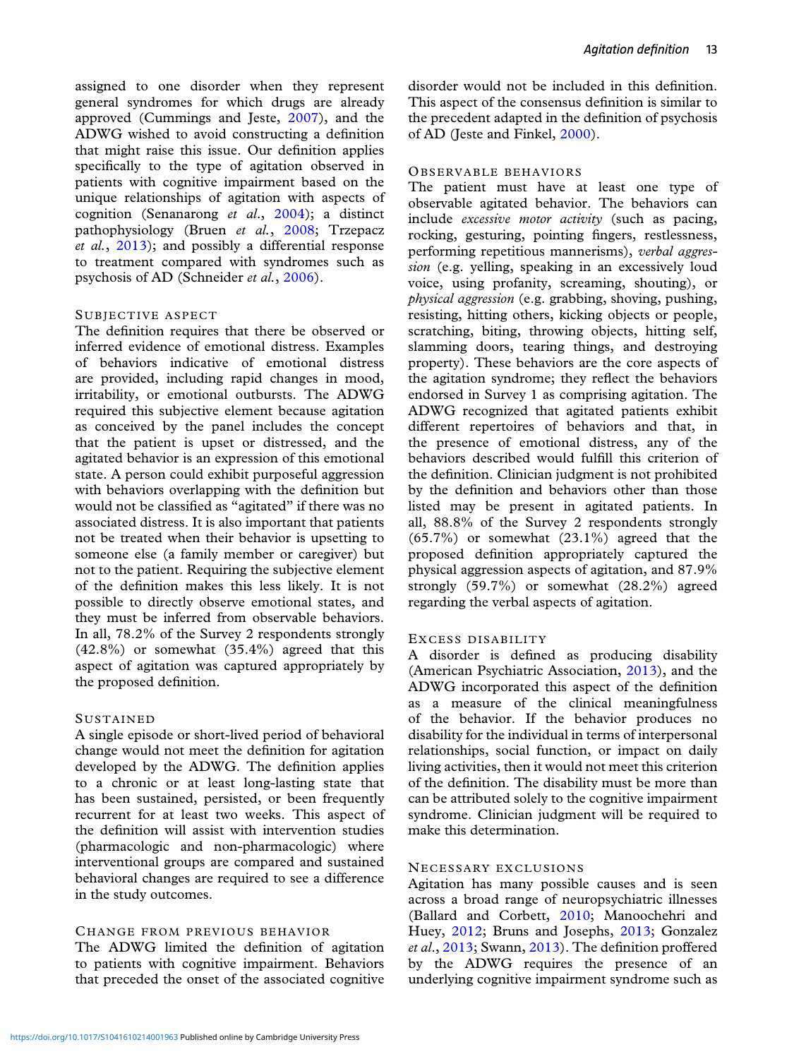assigned to one disorder when they represent general syndromes for which drugs are already approved (Cummings and Jeste, 2007), and the ADWG wished to avoid constructing a definition that might raise this issue. Our definition applies specifically to the type of agitation observed in patients with cognitive impairment based on the unique relationships of agitation with aspects of cognition (Senanarong *et al.*, 2004); a distinct pathophysiology (Bruen *et al.*, 2008; Trzepacz *et al.*, 2013); and possibly a differential response to treatment compared with syndromes such as psychosis of AD (Schneider *et al.*, 2006).

### Subjective aspect

The definition requires that there be observed or inferred evidence of emotional distress. Examples of behaviors indicative of emotional distress are provided, including rapid changes in mood, irritability, or emotional outbursts. The ADWG required this subjective element because agitation as conceived by the panel includes the concept that the patient is upset or distressed, and the agitated behavior is an expression of this emotional state. A person could exhibit purposeful aggression with behaviors overlapping with the definition but would not be classified as "agitated" if there was no associated distress. It is also important that patients not be treated when their behavior is upsetting to someone else (a family member or caregiver) but not to the patient. Requiring the subjective element of the definition makes this less likely. It is not possible to directly observe emotional states, and they must be inferred from observable behaviors. In all, 78.2% of the Survey 2 respondents strongly (42.8%) or somewhat (35.4%) agreed that this aspect of agitation was captured appropriately by the proposed definition.

### Sustained

A single episode or short-lived period of behavioral change would not meet the definition for agitation developed by the ADWG. The definition applies to a chronic or at least long-lasting state that has been sustained, persisted, or been frequently recurrent for at least two weeks. This aspect of the definition will assist with intervention studies (pharmacologic and non-pharmacologic) where interventional groups are compared and sustained behavioral changes are required to see a difference in the study outcomes.

### Change from previous behavior

The ADWG limited the definition of agitation to patients with cognitive impairment. Behaviors that preceded the onset of the associated cognitive disorder would not be included in this definition. This aspect of the consensus definition is similar to the precedent adapted in the definition of psychosis of AD (Jeste and Finkel, 2000).

### Observable behaviors

The patient must have at least one type of observable agitated behavior. The behaviors can include *excessive motor activity* (such as pacing, rocking, gesturing, pointing fingers, restlessness, performing repetitious mannerisms), *verbal aggression* (e.g. yelling, speaking in an excessively loud voice, using profanity, screaming, shouting), or *physical aggression* (e.g. grabbing, shoving, pushing, resisting, hitting others, kicking objects or people, scratching, biting, throwing objects, hitting self, slamming doors, tearing things, and destroying property). These behaviors are the core aspects of the agitation syndrome; they reflect the behaviors endorsed in Survey 1 as comprising agitation. The ADWG recognized that agitated patients exhibit different repertoires of behaviors and that, in the presence of emotional distress, any of the behaviors described would fulfill this criterion of the definition. Clinician judgment is not prohibited by the definition and behaviors other than those listed may be present in agitated patients. In all, 88.8% of the Survey 2 respondents strongly (65.7%) or somewhat (23.1%) agreed that the proposed definition appropriately captured the physical aggression aspects of agitation, and 87.9% strongly (59.7%) or somewhat (28.2%) agreed regarding the verbal aspects of agitation.

### Excess disability

A disorder is defined as producing disability (American Psychiatric Association, 2013), and the ADWG incorporated this aspect of the definition as a measure of the clinical meaningfulness of the behavior. If the behavior produces no disability for the individual in terms of interpersonal relationships, social function, or impact on daily living activities, then it would not meet this criterion of the definition. The disability must be more than can be attributed solely to the cognitive impairment syndrome. Clinician judgment will be required to make this determination.

### Necessary exclusions

Agitation has many possible causes and is seen across a broad range of neuropsychiatric illnesses (Ballard and Corbett, 2010; Manoochehri and Huey, 2012; Bruns and Josephs, 2013; Gonzalez *et al.*, 2013; Swann, 2013). The definition proffered by the ADWG requires the presence of an underlying cognitive impairment syndrome such as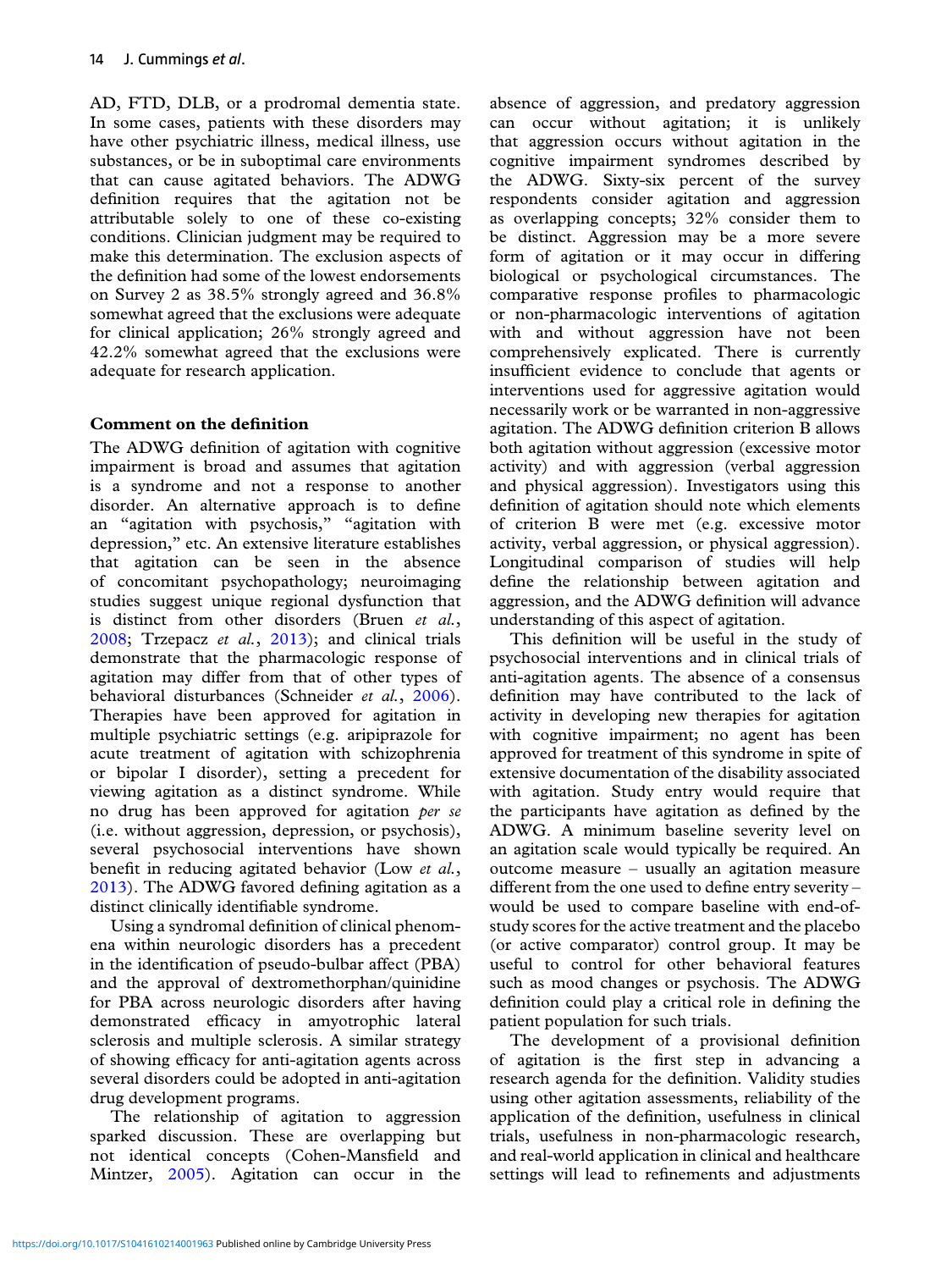AD, FTD, DLB, or a prodromal dementia state. In some cases, patients with these disorders may have other psychiatric illness, medical illness, use substances, or be in suboptimal care environments that can cause agitated behaviors. The ADWG definition requires that the agitation not be attributable solely to one of these co-existing conditions. Clinician judgment may be required to make this determination. The exclusion aspects of the definition had some of the lowest endorsements on Survey 2 as 38.5% strongly agreed and 36.8% somewhat agreed that the exclusions were adequate for clinical application; 26% strongly agreed and 42.2% somewhat agreed that the exclusions were adequate for research application.

**Comment on the definition**

The ADWG definition of agitation with cognitive impairment is broad and assumes that agitation is a syndrome and not a response to another disorder. An alternative approach is to define an "agitation with psychosis," "agitation with depression," etc. An extensive literature establishes that agitation can be seen in the absence of concomitant psychopathology; neuroimaging studies suggest unique regional dysfunction that is distinct from other disorders (Bruen *et al.*, 2008; Trzepacz *et al.*, 2013); and clinical trials demonstrate that the pharmacologic response of agitation may differ from that of other types of behavioral disturbances (Schneider *et al.*, 2006). Therapies have been approved for agitation in multiple psychiatric settings (e.g. aripiprazole for acute treatment of agitation with schizophrenia or bipolar I disorder), setting a precedent for viewing agitation as a distinct syndrome. While no drug has been approved for agitation *per se* (i.e. without aggression, depression, or psychosis), several psychosocial interventions have shown benefit in reducing agitated behavior (Low *et al.*, 2013). The ADWG favored defining agitation as a distinct clinically identifiable syndrome.

Using a syndromal definition of clinical phenomena within neurologic disorders has a precedent in the identification of pseudo-bulbar affect (PBA) and the approval of dextromethorphan/quinidine for PBA across neurologic disorders after having demonstrated efficacy in amyotrophic lateral sclerosis and multiple sclerosis. A similar strategy of showing efficacy for anti-agitation agents across several disorders could be adopted in anti-agitation drug development programs.

The relationship of agitation to aggression sparked discussion. These are overlapping but not identical concepts (Cohen-Mansfield and Mintzer, 2005). Agitation can occur in the absence of aggression, and predatory aggression can occur without agitation; it is unlikely that aggression occurs without agitation in the cognitive impairment syndromes described by the ADWG. Sixty-six percent of the survey respondents consider agitation and aggression as overlapping concepts; 32% consider them to be distinct. Aggression may be a more severe form of agitation or it may occur in differing biological or psychological circumstances. The comparative response profiles to pharmacologic or non-pharmacologic interventions of agitation with and without aggression have not been comprehensively explicated. There is currently insufficient evidence to conclude that agents or interventions used for aggressive agitation would necessarily work or be warranted in non-aggressive agitation. The ADWG definition criterion B allows both agitation without aggression (excessive motor activity) and with aggression (verbal aggression and physical aggression). Investigators using this definition of agitation should note which elements of criterion B were met (e.g. excessive motor activity, verbal aggression, or physical aggression). Longitudinal comparison of studies will help define the relationship between agitation and aggression, and the ADWG definition will advance understanding of this aspect of agitation.

This definition will be useful in the study of psychosocial interventions and in clinical trials of anti-agitation agents. The absence of a consensus definition may have contributed to the lack of activity in developing new therapies for agitation with cognitive impairment; no agent has been approved for treatment of this syndrome in spite of extensive documentation of the disability associated with agitation. Study entry would require that the participants have agitation as defined by the ADWG. A minimum baseline severity level on an agitation scale would typically be required. An outcome measure – usually an agitation measure different from the one used to define entry severity – would be used to compare baseline with end-of-study scores for the active treatment and the placebo (or active comparator) control group. It may be useful to control for other behavioral features such as mood changes or psychosis. The ADWG definition could play a critical role in defining the patient population for such trials.

The development of a provisional definition of agitation is the first step in advancing a research agenda for the definition. Validity studies using other agitation assessments, reliability of the application of the definition, usefulness in clinical trials, usefulness in non-pharmacologic research, and real-world application in clinical and healthcare settings will lead to refinements and adjustments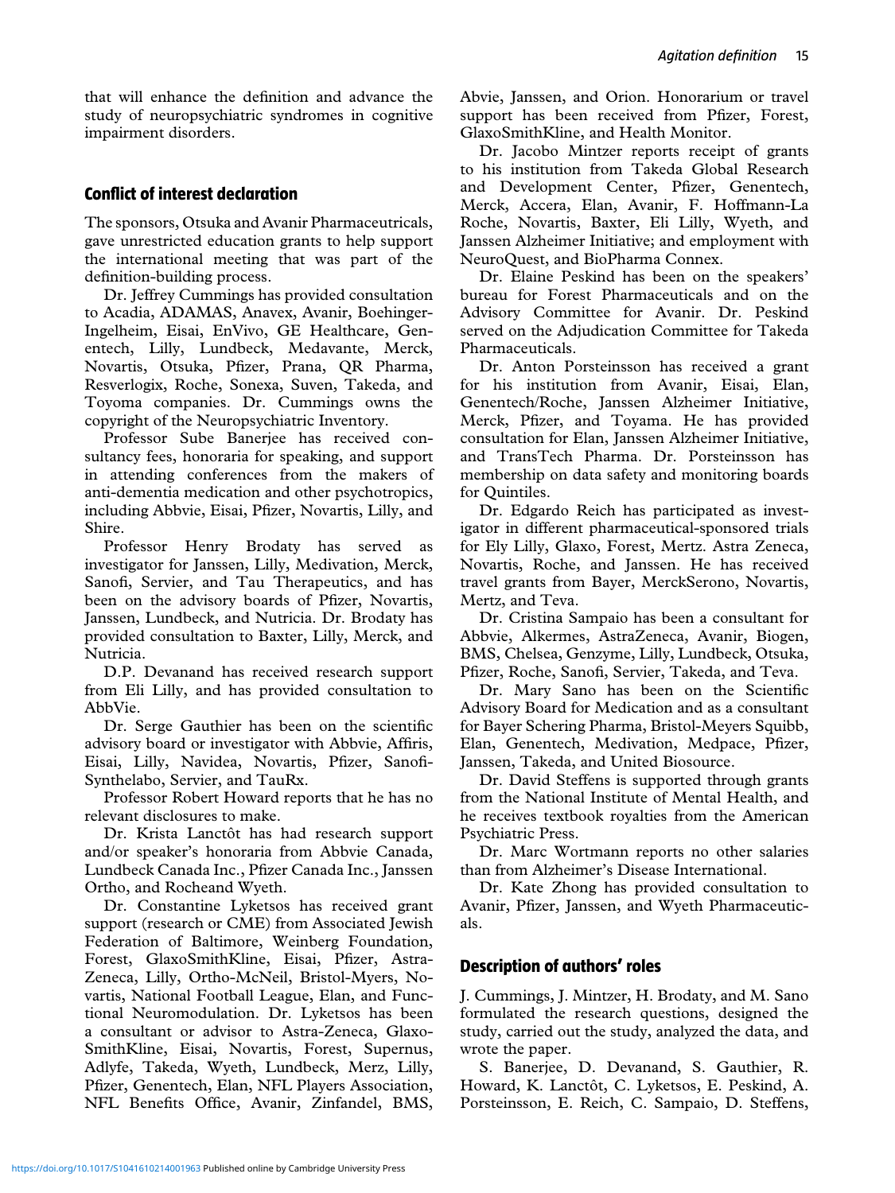that will enhance the definition and advance the study of neuropsychiatric syndromes in cognitive impairment disorders.

## Conflict of interest declaration

The sponsors, Otsuka and Avanir Pharmaceutricals, gave unrestricted education grants to help support the international meeting that was part of the definition-building process.

Dr. Jeffrey Cummings has provided consultation to Acadia, ADAMAS, Anavex, Avanir, Boehinger-Ingelheim, Eisai, EnVivo, GE Healthcare, Genentech, Lilly, Lundbeck, Medavante, Merck, Novartis, Otsuka, Pfizer, Prana, QR Pharma, Resverlogix, Roche, Sonexa, Suven, Takeda, and Toyoma companies. Dr. Cummings owns the copyright of the Neuropsychiatric Inventory.

Professor Sube Banerjee has received consultancy fees, honoraria for speaking, and support in attending conferences from the makers of anti-dementia medication and other psychotropics, including Abbvie, Eisai, Pfizer, Novartis, Lilly, and Shire.

Professor Henry Brodaty has served as investigator for Janssen, Lilly, Medivation, Merck, Sanofi, Servier, and Tau Therapeutics, and has been on the advisory boards of Pfizer, Novartis, Janssen, Lundbeck, and Nutricia. Dr. Brodaty has provided consultation to Baxter, Lilly, Merck, and Nutricia.

D.P. Devanand has received research support from Eli Lilly, and has provided consultation to AbbVie.

Dr. Serge Gauthier has been on the scientific advisory board or investigator with Abbvie, Affiris, Eisai, Lilly, Navidea, Novartis, Pfizer, Sanofi-Synthelabo, Servier, and TauRx.

Professor Robert Howard reports that he has no relevant disclosures to make.

Dr. Krista Lanctôt has had research support and/or speaker's honoraria from Abbvie Canada, Lundbeck Canada Inc., Pfizer Canada Inc., Janssen Ortho, and Rocheand Wyeth.

Dr. Constantine Lyketsos has received grant support (research or CME) from Associated Jewish Federation of Baltimore, Weinberg Foundation, Forest, GlaxoSmithKline, Eisai, Pfizer, Astra-Zeneca, Lilly, Ortho-McNeil, Bristol-Myers, Novartis, National Football League, Elan, and Functional Neuromodulation. Dr. Lyketsos has been a consultant or advisor to Astra-Zeneca, GlaxoSmithKline, Eisai, Novartis, Forest, Supernus, Adlyfe, Takeda, Wyeth, Lundbeck, Merz, Lilly, Pfizer, Genentech, Elan, NFL Players Association, NFL Benefits Office, Avanir, Zinfandel, BMS, Abvie, Janssen, and Orion. Honorarium or travel support has been received from Pfizer, Forest, GlaxoSmithKline, and Health Monitor.

Dr. Jacobo Mintzer reports receipt of grants to his institution from Takeda Global Research and Development Center, Pfizer, Genentech, Merck, Accera, Elan, Avanir, F. Hoffmann-La Roche, Novartis, Baxter, Eli Lilly, Wyeth, and Janssen Alzheimer Initiative; and employment with NeuroQuest, and BioPharma Connex.

Dr. Elaine Peskind has been on the speakers' bureau for Forest Pharmaceuticals and on the Advisory Committee for Avanir. Dr. Peskind served on the Adjudication Committee for Takeda Pharmaceuticals.

Dr. Anton Porsteinsson has received a grant for his institution from Avanir, Eisai, Elan, Genentech/Roche, Janssen Alzheimer Initiative, Merck, Pfizer, and Toyama. He has provided consultation for Elan, Janssen Alzheimer Initiative, and TransTech Pharma. Dr. Porsteinsson has membership on data safety and monitoring boards for Quintiles.

Dr. Edgardo Reich has participated as investigator in different pharmaceutical-sponsored trials for Ely Lilly, Glaxo, Forest, Mertz. Astra Zeneca, Novartis, Roche, and Janssen. He has received travel grants from Bayer, MerckSerono, Novartis, Mertz, and Teva.

Dr. Cristina Sampaio has been a consultant for Abbvie, Alkermes, AstraZeneca, Avanir, Biogen, BMS, Chelsea, Genzyme, Lilly, Lundbeck, Otsuka, Pfizer, Roche, Sanofi, Servier, Takeda, and Teva.

Dr. Mary Sano has been on the Scientific Advisory Board for Medication and as a consultant for Bayer Schering Pharma, Bristol-Meyers Squibb, Elan, Genentech, Medivation, Medpace, Pfizer, Janssen, Takeda, and United Biosource.

Dr. David Steffens is supported through grants from the National Institute of Mental Health, and he receives textbook royalties from the American Psychiatric Press.

Dr. Marc Wortmann reports no other salaries than from Alzheimer's Disease International.

Dr. Kate Zhong has provided consultation to Avanir, Pfizer, Janssen, and Wyeth Pharmaceuticals.

## Description of authors' roles

J. Cummings, J. Mintzer, H. Brodaty, and M. Sano formulated the research questions, designed the study, carried out the study, analyzed the data, and wrote the paper.

S. Banerjee, D. Devanand, S. Gauthier, R. Howard, K. Lanctôt, C. Lyketsos, E. Peskind, A. Porsteinsson, E. Reich, C. Sampaio, D. Steffens,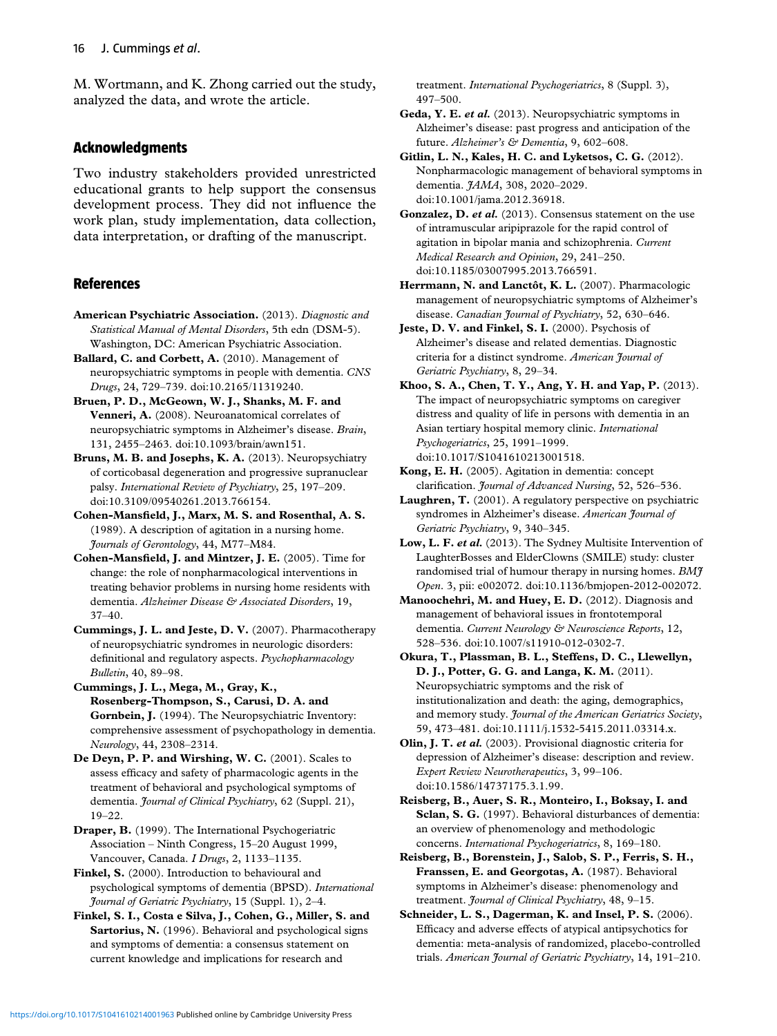M. Wortmann, and K. Zhong carried out the study, analyzed the data, and wrote the article.

## Acknowledgments

Two industry stakeholders provided unrestricted educational grants to help support the consensus development process. They did not influence the work plan, study implementation, data collection, data interpretation, or drafting of the manuscript.

## References

**American Psychiatric Association.** (2013). *Diagnostic and Statistical Manual of Mental Disorders*, 5th edn (DSM-5). Washington, DC: American Psychiatric Association.

**Ballard, C. and Corbett, A.** (2010). Management of neuropsychiatric symptoms in people with dementia. *CNS Drugs*, 24, 729–739. doi:10.2165/11319240.

**Bruen, P. D., McGeown, W. J., Shanks, M. F. and Venneri, A.** (2008). Neuroanatomical correlates of neuropsychiatric symptoms in Alzheimer's disease. *Brain*, 131, 2455–2463. doi:10.1093/brain/awn151.

**Bruns, M. B. and Josephs, K. A.** (2013). Neuropsychiatry of corticobasal degeneration and progressive supranuclear palsy. *International Review of Psychiatry*, 25, 197–209. doi:10.3109/09540261.2013.766154.

**Cohen-Mansfield, J., Marx, M. S. and Rosenthal, A. S.** (1989). A description of agitation in a nursing home. *Journals of Gerontology*, 44, M77–M84.

**Cohen-Mansfield, J. and Mintzer, J. E.** (2005). Time for change: the role of nonpharmacological interventions in treating behavior problems in nursing home residents with dementia. *Alzheimer Disease & Associated Disorders*, 19, 37–40.

**Cummings, J. L. and Jeste, D. V.** (2007). Pharmacotherapy of neuropsychiatric syndromes in neurologic disorders: definitional and regulatory aspects. *Psychopharmacology Bulletin*, 40, 89–98.

**Cummings, J. L., Mega, M., Gray, K., Rosenberg-Thompson, S., Carusi, D. A. and Gornbein, J.** (1994). The Neuropsychiatric Inventory: comprehensive assessment of psychopathology in dementia. *Neurology*, 44, 2308–2314.

**De Deyn, P. P. and Wirshing, W. C.** (2001). Scales to assess efficacy and safety of pharmacologic agents in the treatment of behavioral and psychological symptoms of dementia. *Journal of Clinical Psychiatry*, 62 (Suppl. 21), 19–22.

**Draper, B.** (1999). The International Psychogeriatric Association – Ninth Congress, 15–20 August 1999, Vancouver, Canada. *I Drugs*, 2, 1133–1135.

**Finkel, S.** (2000). Introduction to behavioural and psychological symptoms of dementia (BPSD). *International Journal of Geriatric Psychiatry*, 15 (Suppl. 1), 2–4.

**Finkel, S. I., Costa e Silva, J., Cohen, G., Miller, S. and Sartorius, N.** (1996). Behavioral and psychological signs and symptoms of dementia: a consensus statement on current knowledge and implications for research and treatment. *International Psychogeriatrics*, 8 (Suppl. 3), 497–500.

**Geda, Y. E. *et al.*** (2013). Neuropsychiatric symptoms in Alzheimer's disease: past progress and anticipation of the future. *Alzheimer's & Dementia*, 9, 602–608.

**Gitlin, L. N., Kales, H. C. and Lyketsos, C. G.** (2012). Nonpharmacologic management of behavioral symptoms in dementia. *JAMA*, 308, 2020–2029. doi:10.1001/jama.2012.36918.

**Gonzalez, D. *et al.*** (2013). Consensus statement on the use of intramuscular aripiprazole for the rapid control of agitation in bipolar mania and schizophrenia. *Current Medical Research and Opinion*, 29, 241–250. doi:10.1185/03007995.2013.766591.

**Herrmann, N. and Lanctôt, K. L.** (2007). Pharmacologic management of neuropsychiatric symptoms of Alzheimer's disease. *Canadian Journal of Psychiatry*, 52, 630–646.

**Jeste, D. V. and Finkel, S. I.** (2000). Psychosis of Alzheimer's disease and related dementias. Diagnostic criteria for a distinct syndrome. *American Journal of Geriatric Psychiatry*, 8, 29–34.

**Khoo, S. A., Chen, T. Y., Ang, Y. H. and Yap, P.** (2013). The impact of neuropsychiatric symptoms on caregiver distress and quality of life in persons with dementia in an Asian tertiary hospital memory clinic. *International Psychogeriatrics*, 25, 1991–1999. doi:10.1017/S1041610213001518.

**Kong, E. H.** (2005). Agitation in dementia: concept clarification. *Journal of Advanced Nursing*, 52, 526–536.

**Laughren, T.** (2001). A regulatory perspective on psychiatric syndromes in Alzheimer's disease. *American Journal of Geriatric Psychiatry*, 9, 340–345.

**Low, L. F. *et al.*** (2013). The Sydney Multisite Intervention of LaughterBosses and ElderClowns (SMILE) study: cluster randomised trial of humour therapy in nursing homes. *BMJ Open*. 3, pii: e002072. doi:10.1136/bmjopen-2012-002072.

**Manoochehri, M. and Huey, E. D.** (2012). Diagnosis and management of behavioral issues in frontotemporal dementia. *Current Neurology & Neuroscience Reports*, 12, 528–536. doi:10.1007/s11910-012-0302-7.

**Okura, T., Plassman, B. L., Steffens, D. C., Llewellyn, D. J., Potter, G. G. and Langa, K. M.** (2011). Neuropsychiatric symptoms and the risk of institutionalization and death: the aging, demographics, and memory study. *Journal of the American Geriatrics Society*, 59, 473–481. doi:10.1111/j.1532-5415.2011.03314.x.

**Olin, J. T. *et al.*** (2003). Provisional diagnostic criteria for depression of Alzheimer's disease: description and review. *Expert Review Neurotherapeutics*, 3, 99–106. doi:10.1586/14737175.3.1.99.

**Reisberg, B., Auer, S. R., Monteiro, I., Boksay, I. and Sclan, S. G.** (1997). Behavioral disturbances of dementia: an overview of phenomenology and methodologic concerns. *International Psychogeriatrics*, 8, 169–180.

**Reisberg, B., Borenstein, J., Salob, S. P., Ferris, S. H., Franssen, E. and Georgotas, A.** (1987). Behavioral symptoms in Alzheimer's disease: phenomenology and treatment. *Journal of Clinical Psychiatry*, 48, 9–15.

**Schneider, L. S., Dagerman, K. and Insel, P. S.** (2006). Efficacy and adverse effects of atypical antipsychotics for dementia: meta-analysis of randomized, placebo-controlled trials. *American Journal of Geriatric Psychiatry*, 14, 191–210.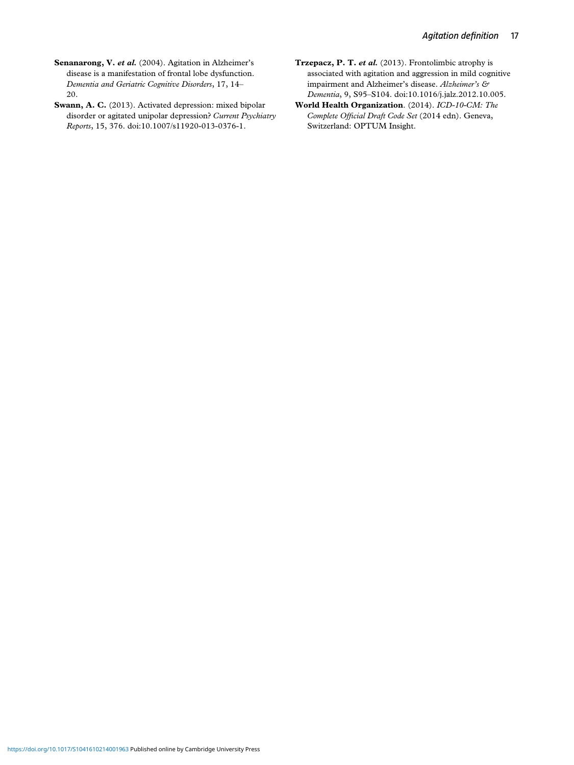**Senanarong, V.** ***et al.*** (2004). Agitation in Alzheimer's disease is a manifestation of frontal lobe dysfunction. *Dementia and Geriatric Cognitive Disorders*, 17, 14–20.

**Swann, A. C.** (2013). Activated depression: mixed bipolar disorder or agitated unipolar depression? *Current Psychiatry Reports*, 15, 376. doi:10.1007/s11920-013-0376-1.

**Trzepacz, P. T.** ***et al.*** (2013). Frontolimbic atrophy is associated with agitation and aggression in mild cognitive impairment and Alzheimer's disease. *Alzheimer's & Dementia*, 9, S95–S104. doi:10.1016/j.jalz.2012.10.005.

**World Health Organization**. (2014). *ICD-10-CM: The Complete Official Draft Code Set* (2014 edn). Geneva, Switzerland: OPTUM Insight.